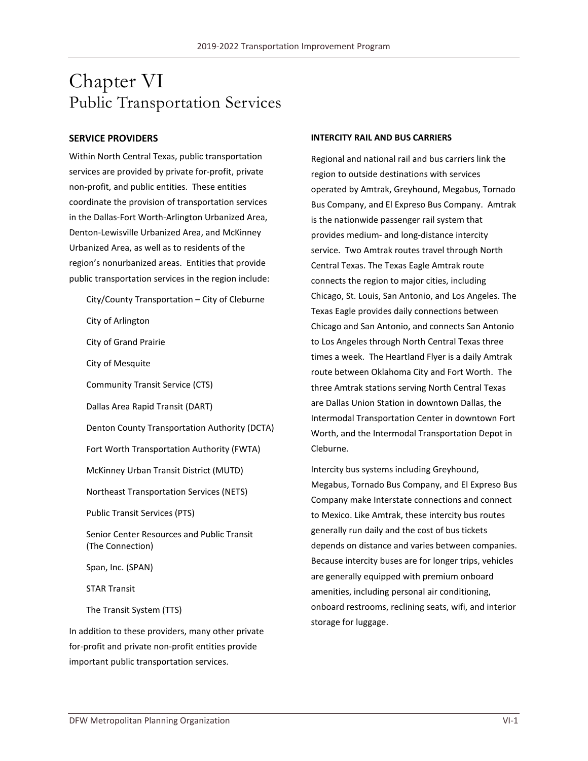# Chapter VI
## Public Transportation Services

### SERVICE PROVIDERS

Within North Central Texas, public transportation services are provided by private for-profit, private non-profit, and public entities. These entities coordinate the provision of transportation services in the Dallas-Fort Worth-Arlington Urbanized Area, Denton-Lewisville Urbanized Area, and McKinney Urbanized Area, as well as to residents of the region's nonurbanized areas. Entities that provide public transportation services in the region include:

- City/County Transportation – City of Cleburne
- City of Arlington
- City of Grand Prairie
- City of Mesquite
- Community Transit Service (CTS)
- Dallas Area Rapid Transit (DART)
- Denton County Transportation Authority (DCTA)
- Fort Worth Transportation Authority (FWTA)
- McKinney Urban Transit District (MUTD)
- Northeast Transportation Services (NETS)
- Public Transit Services (PTS)
- Senior Center Resources and Public Transit (The Connection)
- Span, Inc. (SPAN)
- STAR Transit
- The Transit System (TTS)

In addition to these providers, many other private for-profit and private non-profit entities provide important public transportation services.

#### INTERCITY RAIL AND BUS CARRIERS

Regional and national rail and bus carriers link the region to outside destinations with services operated by Amtrak, Greyhound, Megabus, Tornado Bus Company, and El Expreso Bus Company. Amtrak is the nationwide passenger rail system that provides medium- and long-distance intercity service. Two Amtrak routes travel through North Central Texas. The Texas Eagle Amtrak route connects the region to major cities, including Chicago, St. Louis, San Antonio, and Los Angeles. The Texas Eagle provides daily connections between Chicago and San Antonio, and connects San Antonio to Los Angeles through North Central Texas three times a week. The Heartland Flyer is a daily Amtrak route between Oklahoma City and Fort Worth. The three Amtrak stations serving North Central Texas are Dallas Union Station in downtown Dallas, the Intermodal Transportation Center in downtown Fort Worth, and the Intermodal Transportation Depot in Cleburne.

Intercity bus systems including Greyhound, Megabus, Tornado Bus Company, and El Expreso Bus Company make Interstate connections and connect to Mexico. Like Amtrak, these intercity bus routes generally run daily and the cost of bus tickets depends on distance and varies between companies. Because intercity buses are for longer trips, vehicles are generally equipped with premium onboard amenities, including personal air conditioning, onboard restrooms, reclining seats, wifi, and interior storage for luggage.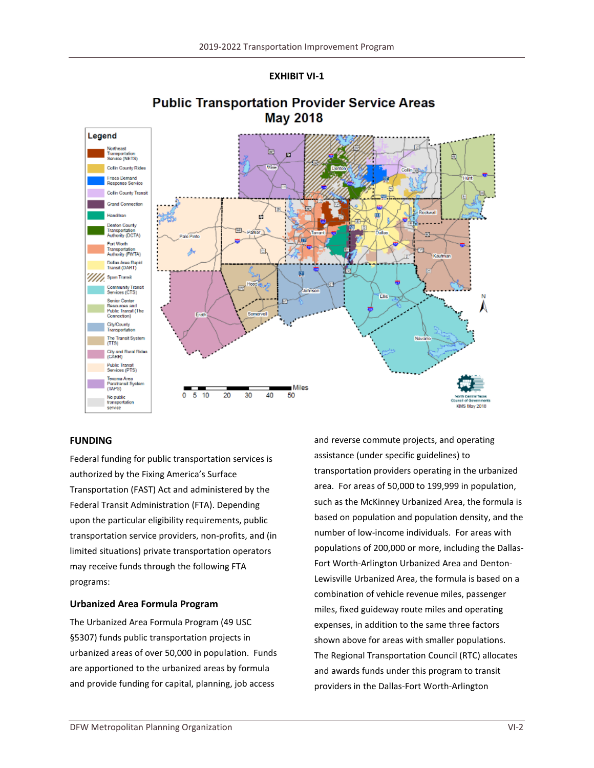**EXHIBIT VI-1**

**Public Transportation Provider Service Areas**
**May 2018**

## FUNDING

Federal funding for public transportation services is authorized by the Fixing America's Surface Transportation (FAST) Act and administered by the Federal Transit Administration (FTA). Depending upon the particular eligibility requirements, public transportation service providers, non-profits, and (in limited situations) private transportation operators may receive funds through the following FTA programs:

### Urbanized Area Formula Program

The Urbanized Area Formula Program (49 USC §5307) funds public transportation projects in urbanized areas of over 50,000 in population. Funds are apportioned to the urbanized areas by formula and provide funding for capital, planning, job access and reverse commute projects, and operating assistance (under specific guidelines) to transportation providers operating in the urbanized area. For areas of 50,000 to 199,999 in population, such as the McKinney Urbanized Area, the formula is based on population and population density, and the number of low-income individuals. For areas with populations of 200,000 or more, including the Dallas-Fort Worth-Arlington Urbanized Area and Denton-Lewisville Urbanized Area, the formula is based on a combination of vehicle revenue miles, passenger miles, fixed guideway route miles and operating expenses, in addition to the same three factors shown above for areas with smaller populations. The Regional Transportation Council (RTC) allocates and awards funds under this program to transit providers in the Dallas-Fort Worth-Arlington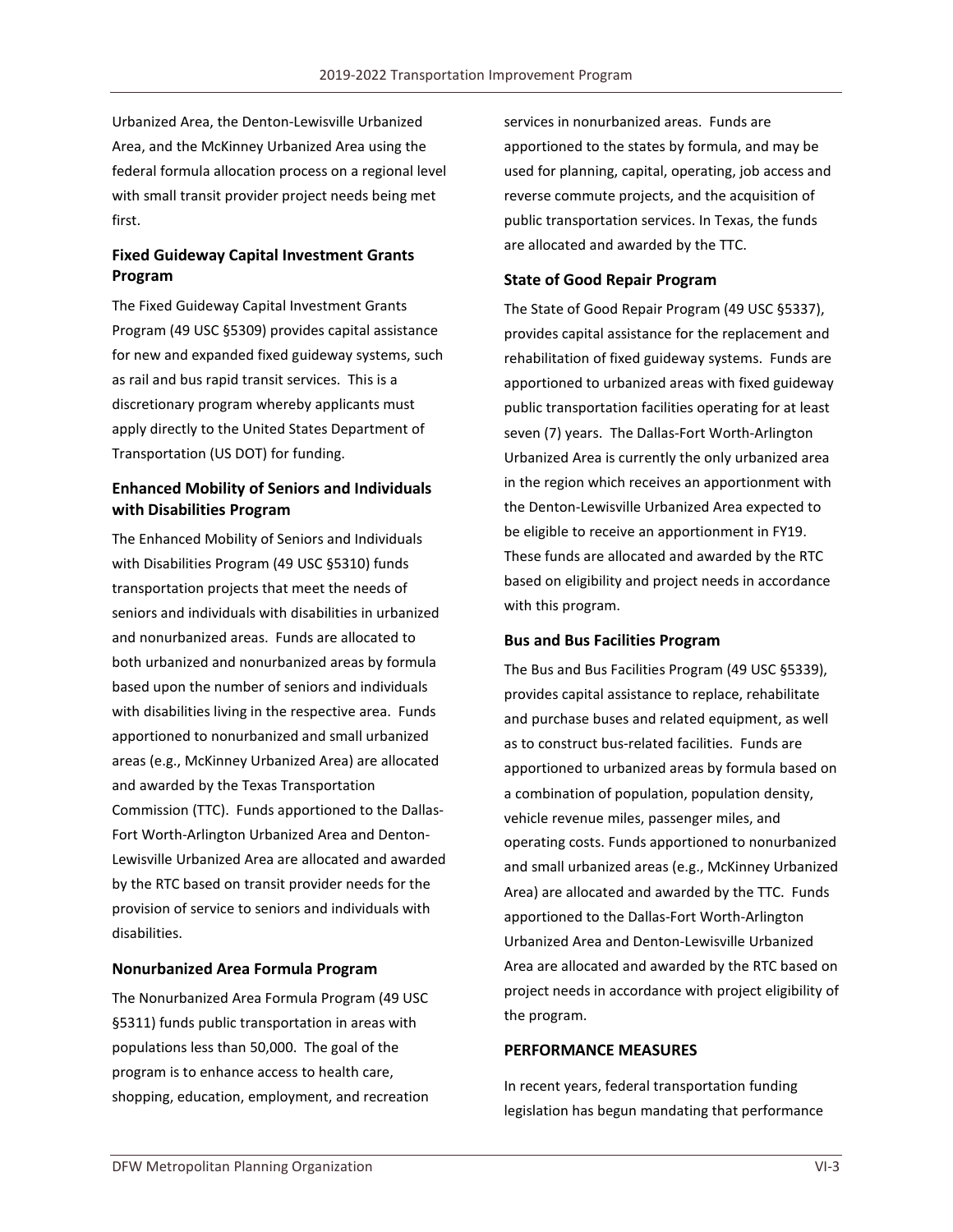Urbanized Area, the Denton-Lewisville Urbanized Area, and the McKinney Urbanized Area using the federal formula allocation process on a regional level with small transit provider project needs being met first.

### Fixed Guideway Capital Investment Grants Program

The Fixed Guideway Capital Investment Grants Program (49 USC §5309) provides capital assistance for new and expanded fixed guideway systems, such as rail and bus rapid transit services. This is a discretionary program whereby applicants must apply directly to the United States Department of Transportation (US DOT) for funding.

### Enhanced Mobility of Seniors and Individuals with Disabilities Program

The Enhanced Mobility of Seniors and Individuals with Disabilities Program (49 USC §5310) funds transportation projects that meet the needs of seniors and individuals with disabilities in urbanized and nonurbanized areas. Funds are allocated to both urbanized and nonurbanized areas by formula based upon the number of seniors and individuals with disabilities living in the respective area. Funds apportioned to nonurbanized and small urbanized areas (e.g., McKinney Urbanized Area) are allocated and awarded by the Texas Transportation Commission (TTC). Funds apportioned to the Dallas-Fort Worth-Arlington Urbanized Area and Denton-Lewisville Urbanized Area are allocated and awarded by the RTC based on transit provider needs for the provision of service to seniors and individuals with disabilities.

### Nonurbanized Area Formula Program

The Nonurbanized Area Formula Program (49 USC §5311) funds public transportation in areas with populations less than 50,000. The goal of the program is to enhance access to health care, shopping, education, employment, and recreation services in nonurbanized areas. Funds are apportioned to the states by formula, and may be used for planning, capital, operating, job access and reverse commute projects, and the acquisition of public transportation services. In Texas, the funds are allocated and awarded by the TTC.

### State of Good Repair Program

The State of Good Repair Program (49 USC §5337), provides capital assistance for the replacement and rehabilitation of fixed guideway systems. Funds are apportioned to urbanized areas with fixed guideway public transportation facilities operating for at least seven (7) years. The Dallas-Fort Worth-Arlington Urbanized Area is currently the only urbanized area in the region which receives an apportionment with the Denton-Lewisville Urbanized Area expected to be eligible to receive an apportionment in FY19. These funds are allocated and awarded by the RTC based on eligibility and project needs in accordance with this program.

### Bus and Bus Facilities Program

The Bus and Bus Facilities Program (49 USC §5339), provides capital assistance to replace, rehabilitate and purchase buses and related equipment, as well as to construct bus-related facilities. Funds are apportioned to urbanized areas by formula based on a combination of population, population density, vehicle revenue miles, passenger miles, and operating costs. Funds apportioned to nonurbanized and small urbanized areas (e.g., McKinney Urbanized Area) are allocated and awarded by the TTC. Funds apportioned to the Dallas-Fort Worth-Arlington Urbanized Area and Denton-Lewisville Urbanized Area are allocated and awarded by the RTC based on project needs in accordance with project eligibility of the program.

## PERFORMANCE MEASURES

In recent years, federal transportation funding legislation has begun mandating that performance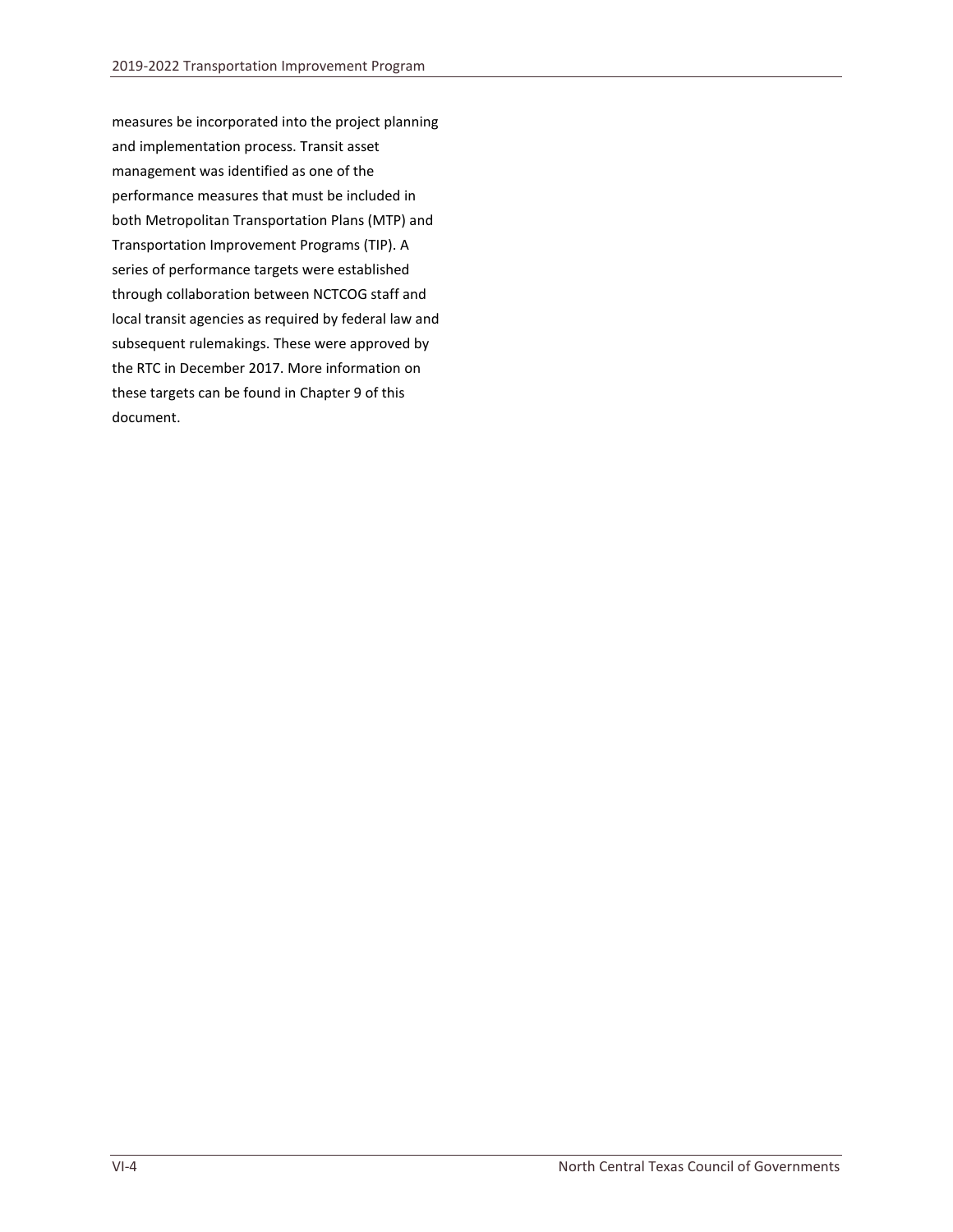measures be incorporated into the project planning and implementation process. Transit asset management was identified as one of the performance measures that must be included in both Metropolitan Transportation Plans (MTP) and Transportation Improvement Programs (TIP). A series of performance targets were established through collaboration between NCTCOG staff and local transit agencies as required by federal law and subsequent rulemakings. These were approved by the RTC in December 2017. More information on these targets can be found in Chapter 9 of this document.